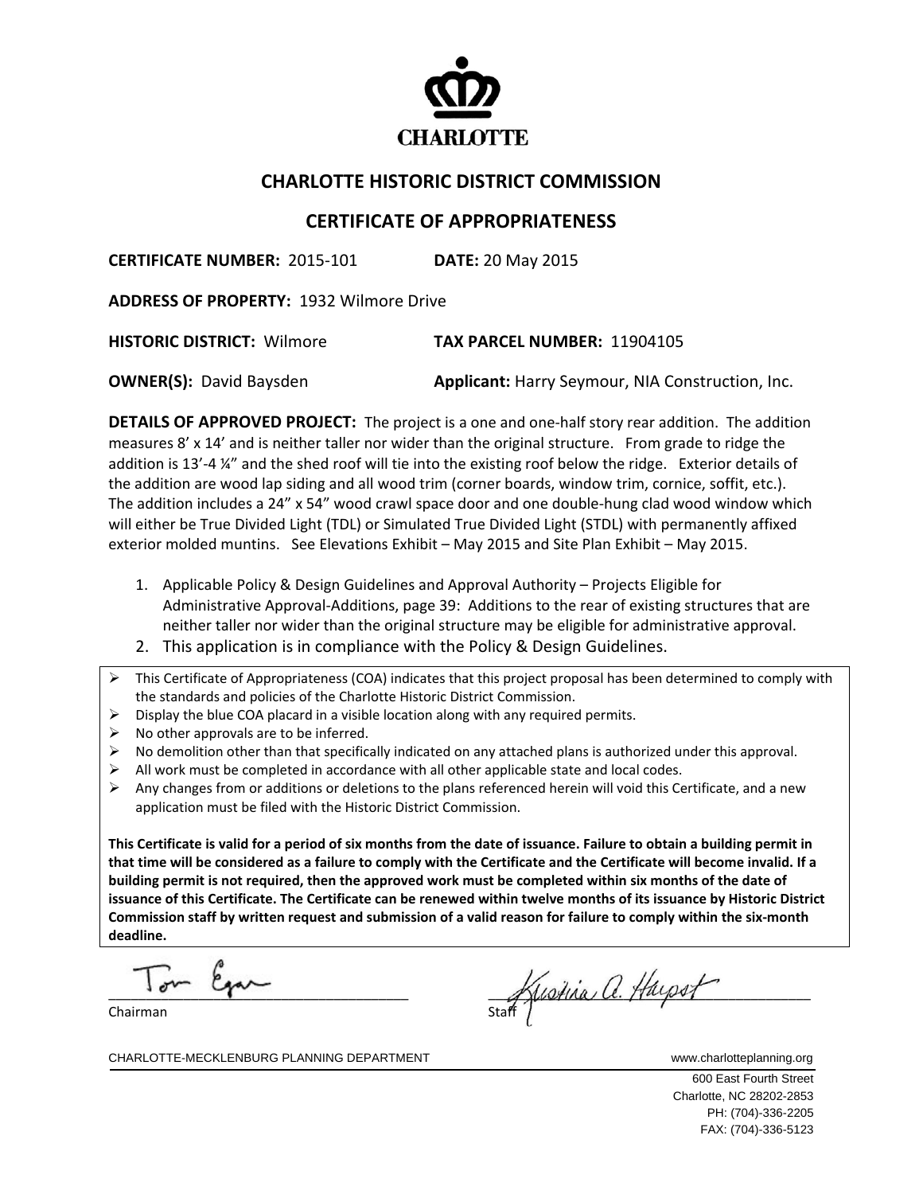CHARLOTTE

# CHARLOTTE HISTORIC DISTRICT COMMISSION

## CERTIFICATE OF APPROPRIATENESS

**CERTIFICATE NUMBER:** 2015-101 **DATE:** 20 May 2015

**ADDRESS OF PROPERTY:** 1932 Wilmore Drive

**HISTORIC DISTRICT:** Wilmore **TAX PARCEL NUMBER:** 11904105

**OWNER(S):** David Baysden **Applicant:** Harry Seymour, NIA Construction, Inc.

**DETAILS OF APPROVED PROJECT:** The project is a one and one-half story rear addition. The addition measures 8' x 14' and is neither taller nor wider than the original structure. From grade to ridge the addition is 13'-4 ¼" and the shed roof will tie into the existing roof below the ridge. Exterior details of the addition are wood lap siding and all wood trim (corner boards, window trim, cornice, soffit, etc.). The addition includes a 24" x 54" wood crawl space door and one double-hung clad wood window which will either be True Divided Light (TDL) or Simulated True Divided Light (STDL) with permanently affixed exterior molded muntins. See Elevations Exhibit – May 2015 and Site Plan Exhibit – May 2015.

1. Applicable Policy & Design Guidelines and Approval Authority – Projects Eligible for Administrative Approval-Additions, page 39: Additions to the rear of existing structures that are neither taller nor wider than the original structure may be eligible for administrative approval.
2. This application is in compliance with the Policy & Design Guidelines.

- This Certificate of Appropriateness (COA) indicates that this project proposal has been determined to comply with the standards and policies of the Charlotte Historic District Commission.
- Display the blue COA placard in a visible location along with any required permits.
- No other approvals are to be inferred.
- No demolition other than that specifically indicated on any attached plans is authorized under this approval.
- All work must be completed in accordance with all other applicable state and local codes.
- Any changes from or additions or deletions to the plans referenced herein will void this Certificate, and a new application must be filed with the Historic District Commission.

**This Certificate is valid for a period of six months from the date of issuance. Failure to obtain a building permit in that time will be considered as a failure to comply with the Certificate and the Certificate will become invalid. If a building permit is not required, then the approved work must be completed within six months of the date of issuance of this Certificate. The Certificate can be renewed within twelve months of its issuance by Historic District Commission staff by written request and submission of a valid reason for failure to comply within the six-month deadline.**

Tom Egan
Chairman

Kristina A. Harpst
Staff

CHARLOTTE-MECKLENBURG PLANNING DEPARTMENT www.charlotteplanning.org

600 East Fourth Street
Charlotte, NC 28202-2853
PH: (704)-336-2205
FAX: (704)-336-5123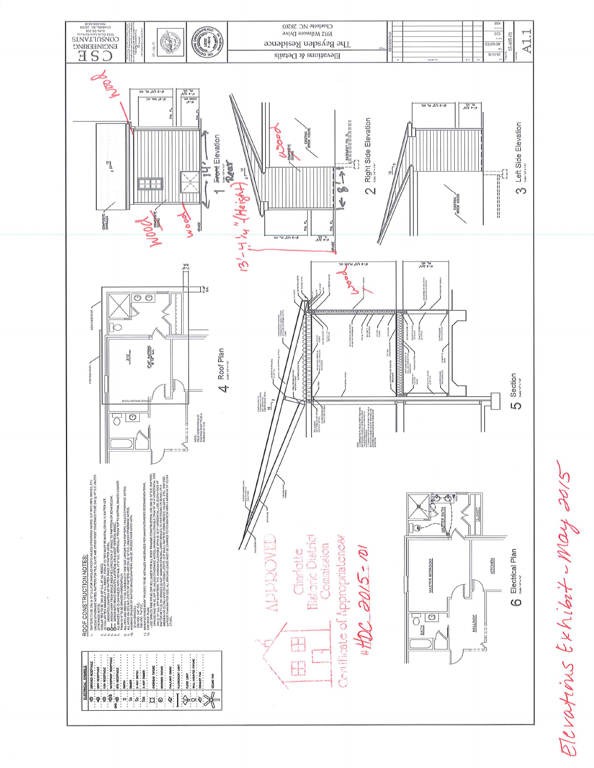Elevations Exhibit - May 2015

# The Baysden Residence

1932 Wilmore Drive
Charlotte NC 28203

Elevations & Details

CSE Engineering Consultants
8518 Dixie Lake Parkway, Suite OC-200
Charlotte, NC 28269
704-509-5828

A1.1

## ROOF CONSTRUCTION NOTES:

## 1 ~~Front~~ Rear Elevation

Scale: 1/4" = 1'-0"

- 14'
- 13'-4 1/4" (Height)
- Wood
- Composite Shingles
- Composite Siding
- Grade
- 8'-3 1/2" PL. HT.
- 8'-8" WIN. HT.
- 6'-8" DOOR HT.
- 4'-3 3/4" PL. HT.

## 2 Right Side Elevation

Scale: 1/4" = 1'-0"

- Wood
- Composite Siding
- Existing Brick House
- Basement FIN. FL.
- 8'
- 8'-3 1/2" PL. HT.
- 4'-3 3/4" PL. HT.
- Grade

## 3 Left Side Elevation

Scale: 1/4" = 1'-0"

- Existing Brick House
- 8'-3 1/2" PL. HT.
- 4'-3 3/4" PL. HT.

## 4 Roof Plan

Scale: 1/4" = 1'-0"

- Existing Roof
- New Shed Roof
- 2x6 Rafters @ 16" O.C.
- 3:12

## 5 Section

Scale: 1/2" = 1'-0"

- Wood

## 6 Electrical Plan

Scale: 1/4" = 1'-0"

- Master Bedroom
- Master Bath
- Closet
- Bath
- Hallway
- Kitchen

## ELECTRICAL SYMBOLS

APPROVED
Charlotte Historic District Commission
Certificate of Appropriateness
# HDC 2015-101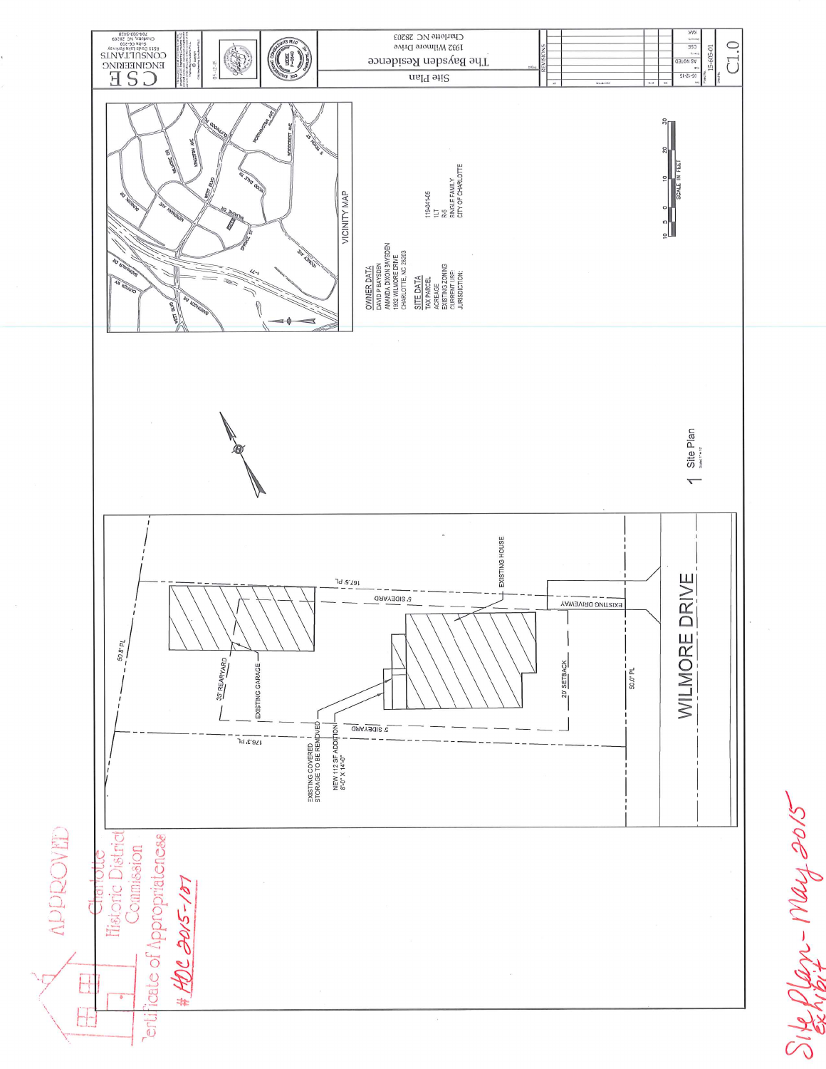CSE ENGINEERING CONSULTANTS

6513 Dalis Lake Parkway
Suite C6-300
Charlotte, NC 28269
704-509-5428

05-12-15

Site Plan

The Baysden Residence

1932 Wilmore Drive
Charlotte NC 28203

REVISIONS

AS NOTED

05-12-15

CSE

KAK

15-005-01

C1.0

VICINITY MAP

OWNER DATA
DAVID P BAYSDEN
AMANDA DIXON BAYSDEN
1932 WILMORE DRIVE
CHARLOTTE, NC 28203

SITE DATA

| | |
|---|---|
| TAX PARCEL | 119-041-05 |
| ACREAGE | 1LT |
| EXISTING ZONING | R-5 |
| CURRENT USE | SINGLE FAMILY |
| JURISDICTION: | CITY OF CHARLOTTE |

SCALE IN FEET

10 5 0 10 20 30

1 Site Plan

50.8' PL

167.5' PL

176.3' PL

50.0' PL

5' SIDEYARD

5' SIDEYARD

35' REARYARD

20' SETBACK

EXISTING GARAGE

EXISTING HOUSE

EXISTING DRIVEWAY

EXISTING COVERED STORAGE TO BE REMOVED

NEW 112 SF ADDITION
8'-0" X 14'-0"

WILMORE DRIVE

APPROVED
Charlotte Historic District Commission
Certificate of Appropriateness
# HDC 2015-107

Site Plan - May 2015
Exhibit